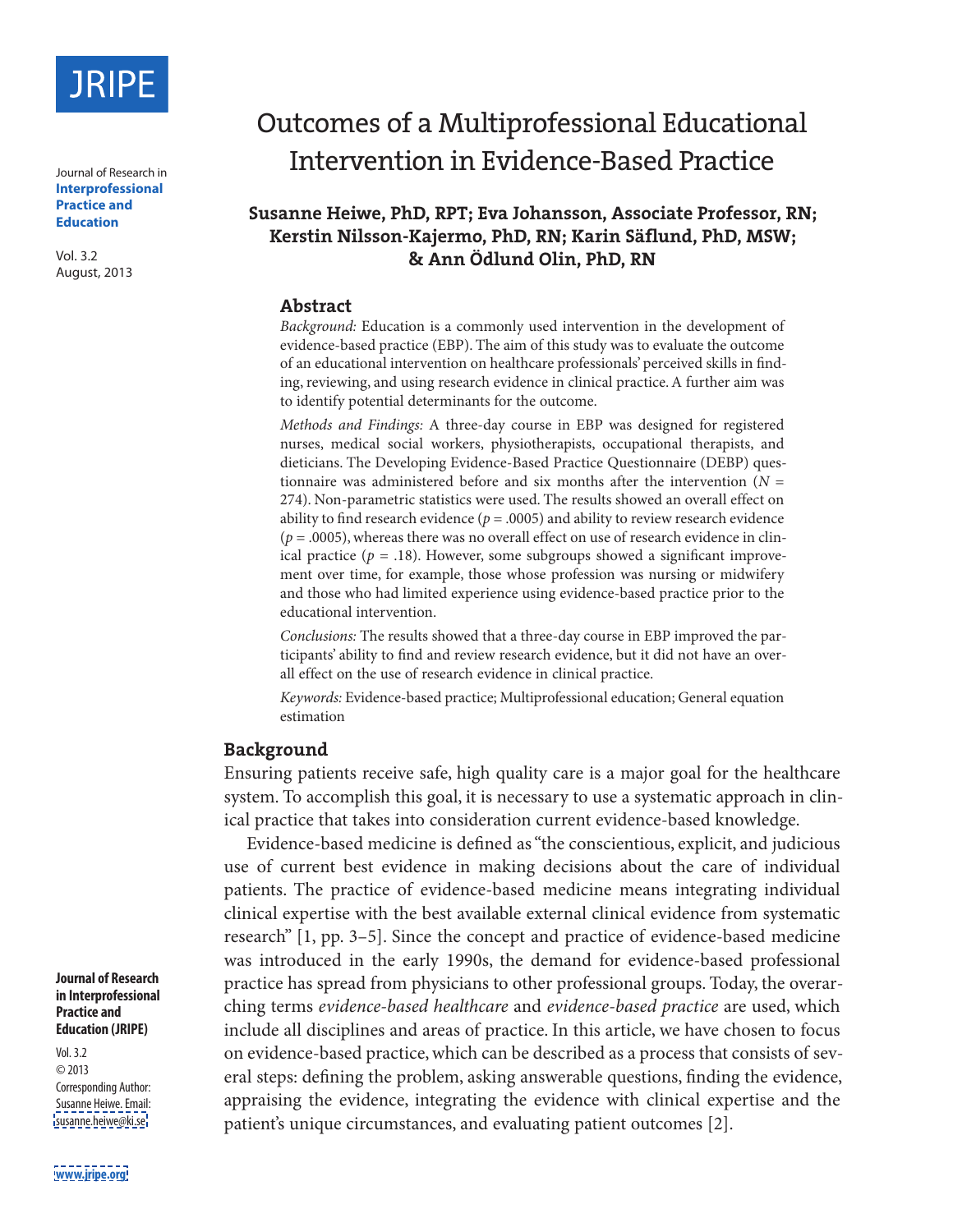# Outcomes of a Multiprofessional Educational Intervention in Evidence-Based Practice

**Susanne Heiwe, PhD, RPT; Eva Johansson, Associate Professor, RN; Kerstin Nilsson-Kajermo, PhD, RN; Karin Säflund, PhD, MSW; & Ann Ödlund Olin, PhD, RN**

Corresponding Author: Susanne Heiwe. Email: susanne.heiwe@ki.se

## Abstract

*Background:* Education is a commonly used intervention in the development of evidence-based practice (EBP). The aim of this study was to evaluate the outcome of an educational intervention on healthcare professionals' perceived skills in finding, reviewing, and using research evidence in clinical practice. A further aim was to identify potential determinants for the outcome.

*Methods and Findings:* A three-day course in EBP was designed for registered nurses, medical social workers, physiotherapists, occupational therapists, and dieticians. The Developing Evidence-Based Practice Questionnaire (DEBP) questionnaire was administered before and six months after the intervention ($N$ = 274). Non-parametric statistics were used. The results showed an overall effect on ability to find research evidence ($p$ = .0005) and ability to review research evidence ($p$ = .0005), whereas there was no overall effect on use of research evidence in clinical practice ($p$ = .18). However, some subgroups showed a significant improvement over time, for example, those whose profession was nursing or midwifery and those who had limited experience using evidence-based practice prior to the educational intervention.

*Conclusions:* The results showed that a three-day course in EBP improved the participants' ability to find and review research evidence, but it did not have an overall effect on the use of research evidence in clinical practice.

*Keywords:* Evidence-based practice; Multiprofessional education; General equation estimation

## Background

Ensuring patients receive safe, high quality care is a major goal for the healthcare system. To accomplish this goal, it is necessary to use a systematic approach in clinical practice that takes into consideration current evidence-based knowledge.

Evidence-based medicine is defined as "the conscientious, explicit, and judicious use of current best evidence in making decisions about the care of individual patients. The practice of evidence-based medicine means integrating individual clinical expertise with the best available external clinical evidence from systematic research" [1, pp. 3–5]. Since the concept and practice of evidence-based medicine was introduced in the early 1990s, the demand for evidence-based professional practice has spread from physicians to other professional groups. Today, the overarching terms *evidence-based healthcare* and *evidence-based practice* are used, which include all disciplines and areas of practice. In this article, we have chosen to focus on evidence-based practice, which can be described as a process that consists of several steps: defining the problem, asking answerable questions, finding the evidence, appraising the evidence, integrating the evidence with clinical expertise and the patient's unique circumstances, and evaluating patient outcomes [2].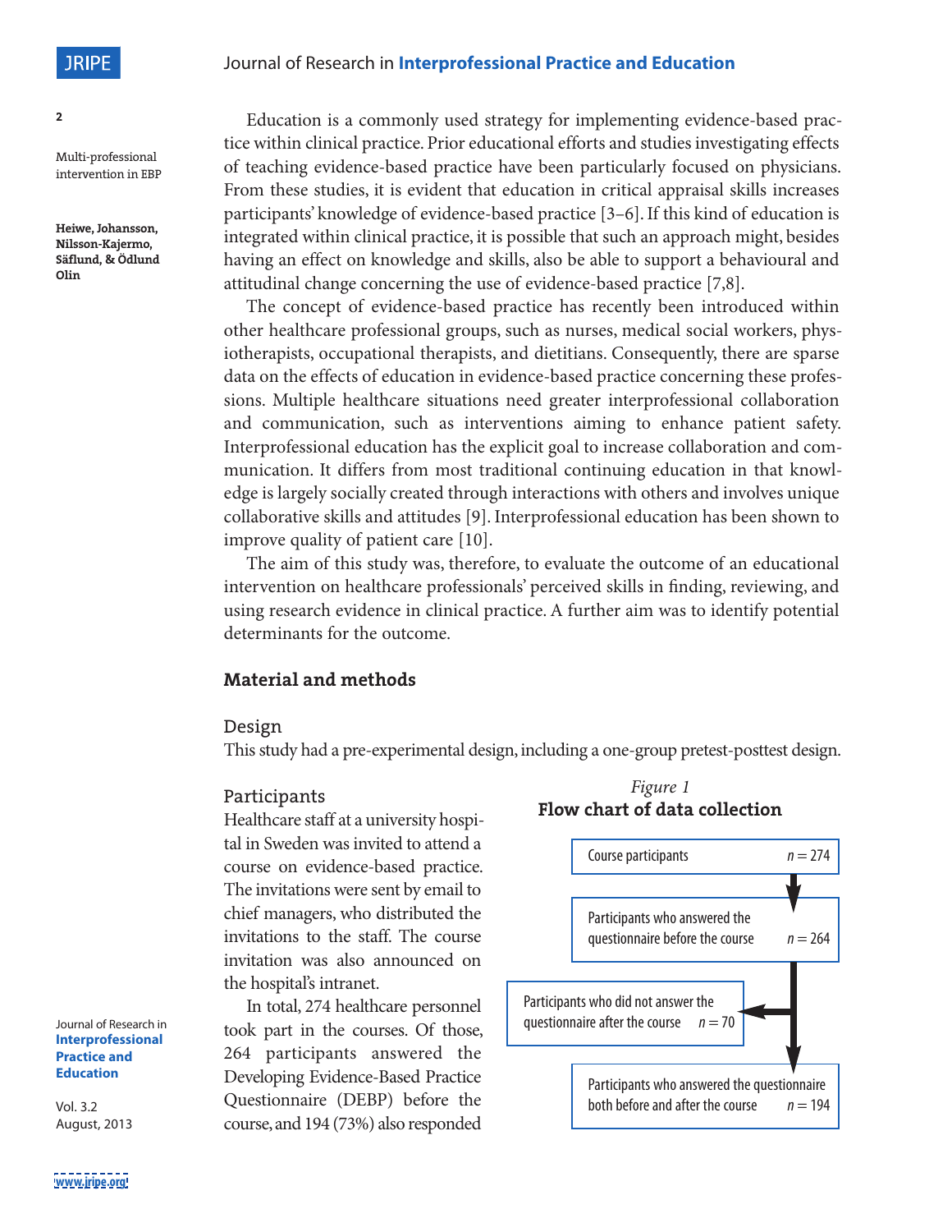Education is a commonly used strategy for implementing evidence-based practice within clinical practice. Prior educational efforts and studies investigating effects of teaching evidence-based practice have been particularly focused on physicians. From these studies, it is evident that education in critical appraisal skills increases participants' knowledge of evidence-based practice [3–6]. If this kind of education is integrated within clinical practice, it is possible that such an approach might, besides having an effect on knowledge and skills, also be able to support a behavioural and attitudinal change concerning the use of evidence-based practice [7,8].

The concept of evidence-based practice has recently been introduced within other healthcare professional groups, such as nurses, medical social workers, physiotherapists, occupational therapists, and dietitians. Consequently, there are sparse data on the effects of education in evidence-based practice concerning these professions. Multiple healthcare situations need greater interprofessional collaboration and communication, such as interventions aiming to enhance patient safety. Interprofessional education has the explicit goal to increase collaboration and communication. It differs from most traditional continuing education in that knowledge is largely socially created through interactions with others and involves unique collaborative skills and attitudes [9]. Interprofessional education has been shown to improve quality of patient care [10].

The aim of this study was, therefore, to evaluate the outcome of an educational intervention on healthcare professionals' perceived skills in finding, reviewing, and using research evidence in clinical practice. A further aim was to identify potential determinants for the outcome.

## Material and methods

### Design

This study had a pre-experimental design, including a one-group pretest-posttest design.

### Participants

Healthcare staff at a university hospital in Sweden was invited to attend a course on evidence-based practice. The invitations were sent by email to chief managers, who distributed the invitations to the staff. The course invitation was also announced on the hospital's intranet.

In total, 274 healthcare personnel took part in the courses. Of those, 264 participants answered the Developing Evidence-Based Practice Questionnaire (DEBP) before the course, and 194 (73%) also responded

*Figure 1*
**Flow chart of data collection**

Course participants $n = 274$

Participants who answered the questionnaire before the course $n = 264$

Participants who did not answer the questionnaire after the course $n = 70$

Participants who answered the questionnaire both before and after the course $n = 194$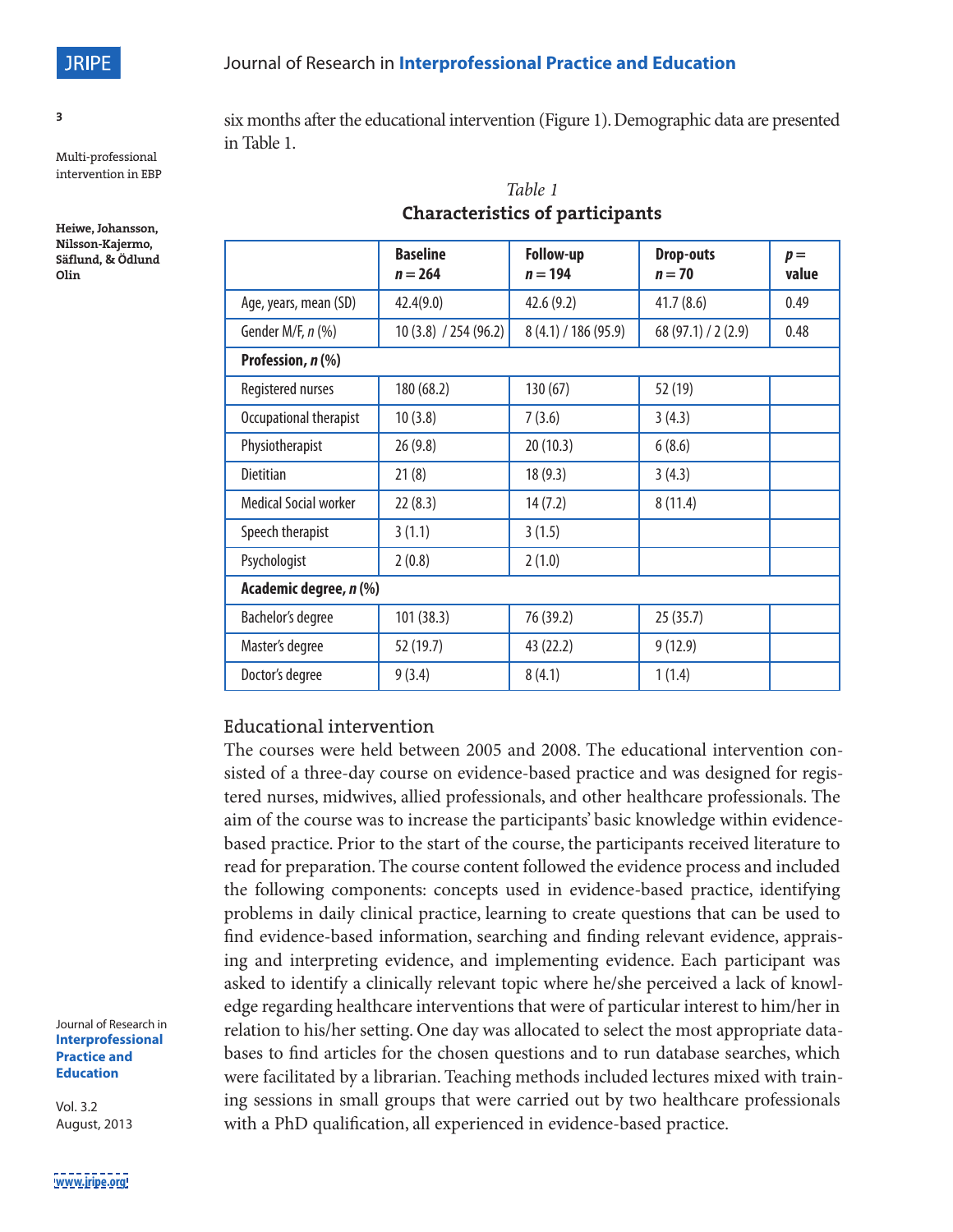six months after the educational intervention (Figure 1). Demographic data are presented in Table 1.

*Table 1*
**Characteristics of participants**

| | **Baseline** *n* **= 264** | **Follow-up** *n* **= 194** | **Drop-outs** *n* **= 70** | *p* **= value** |
|---|---|---|---|---|
| Age, years, mean (SD) | 42.4(9.0) | 42.6 (9.2) | 41.7 (8.6) | 0.49 |
| Gender M/F, *n* (%) | 10 (3.8) / 254 (96.2) | 8 (4.1) / 186 (95.9) | 68 (97.1) / 2 (2.9) | 0.48 |
| **Profession,** ***n*** **(%)** | | | | |
| Registered nurses | 180 (68.2) | 130 (67) | 52 (19) | |
| Occupational therapist | 10 (3.8) | 7 (3.6) | 3 (4.3) | |
| Physiotherapist | 26 (9.8) | 20 (10.3) | 6 (8.6) | |
| Dietitian | 21 (8) | 18 (9.3) | 3 (4.3) | |
| Medical Social worker | 22 (8.3) | 14 (7.2) | 8 (11.4) | |
| Speech therapist | 3 (1.1) | 3 (1.5) | | |
| Psychologist | 2 (0.8) | 2 (1.0) | | |
| **Academic degree,** ***n*** **(%)** | | | | |
| Bachelor's degree | 101 (38.3) | 76 (39.2) | 25 (35.7) | |
| Master's degree | 52 (19.7) | 43 (22.2) | 9 (12.9) | |
| Doctor's degree | 9 (3.4) | 8 (4.1) | 1 (1.4) | |

## Educational intervention

The courses were held between 2005 and 2008. The educational intervention consisted of a three-day course on evidence-based practice and was designed for registered nurses, midwives, allied professionals, and other healthcare professionals. The aim of the course was to increase the participants' basic knowledge within evidence-based practice. Prior to the start of the course, the participants received literature to read for preparation. The course content followed the evidence process and included the following components: concepts used in evidence-based practice, identifying problems in daily clinical practice, learning to create questions that can be used to find evidence-based information, searching and finding relevant evidence, appraising and interpreting evidence, and implementing evidence. Each participant was asked to identify a clinically relevant topic where he/she perceived a lack of knowledge regarding healthcare interventions that were of particular interest to him/her in relation to his/her setting. One day was allocated to select the most appropriate databases to find articles for the chosen questions and to run database searches, which were facilitated by a librarian. Teaching methods included lectures mixed with training sessions in small groups that were carried out by two healthcare professionals with a PhD qualification, all experienced in evidence-based practice.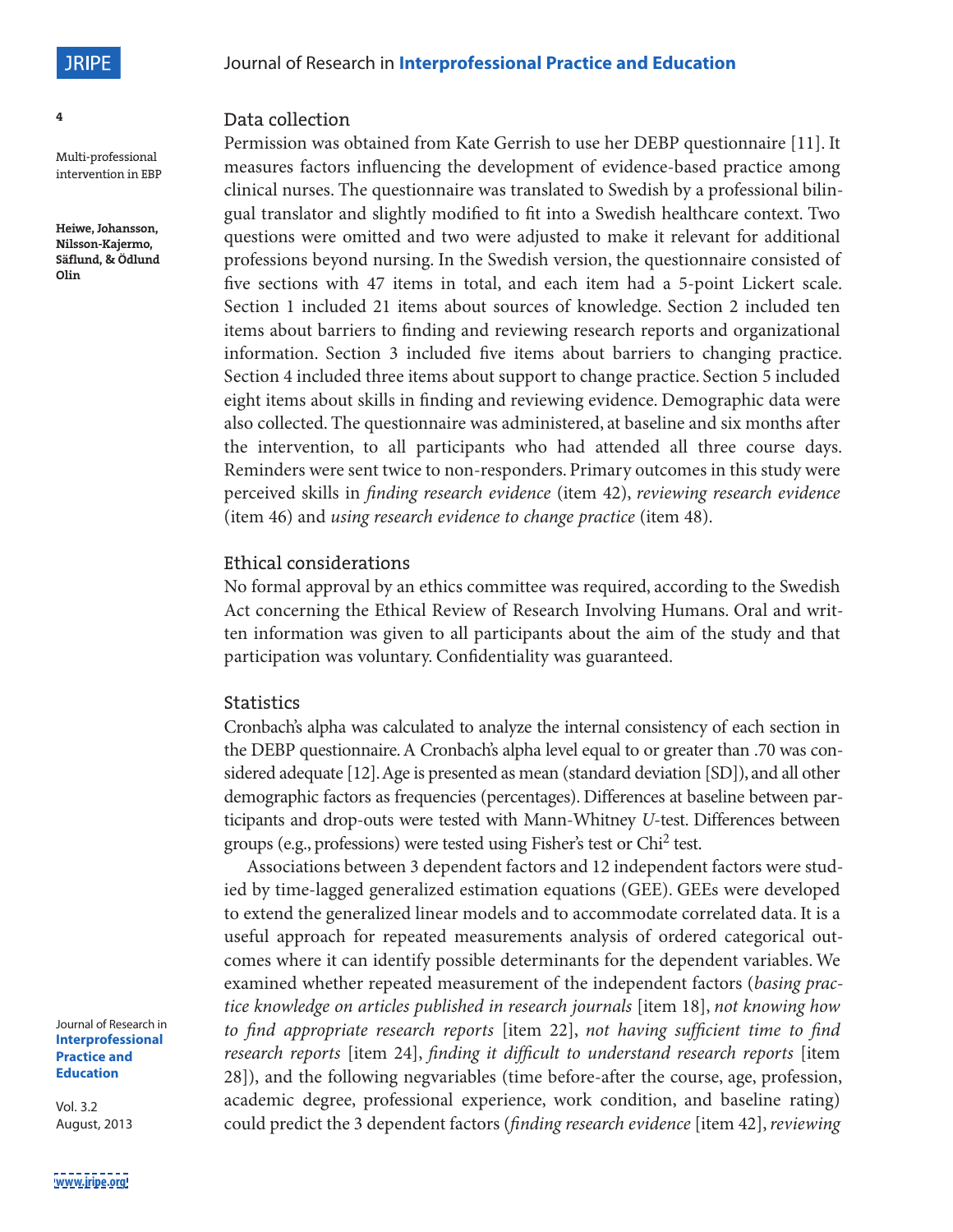## Data collection

Permission was obtained from Kate Gerrish to use her DEBP questionnaire [11]. It measures factors influencing the development of evidence-based practice among clinical nurses. The questionnaire was translated to Swedish by a professional bilingual translator and slightly modified to fit into a Swedish healthcare context. Two questions were omitted and two were adjusted to make it relevant for additional professions beyond nursing. In the Swedish version, the questionnaire consisted of five sections with 47 items in total, and each item had a 5-point Lickert scale. Section 1 included 21 items about sources of knowledge. Section 2 included ten items about barriers to finding and reviewing research reports and organizational information. Section 3 included five items about barriers to changing practice. Section 4 included three items about support to change practice. Section 5 included eight items about skills in finding and reviewing evidence. Demographic data were also collected. The questionnaire was administered, at baseline and six months after the intervention, to all participants who had attended all three course days. Reminders were sent twice to non-responders. Primary outcomes in this study were perceived skills in *finding research evidence* (item 42), *reviewing research evidence* (item 46) and *using research evidence to change practice* (item 48).

## Ethical considerations

No formal approval by an ethics committee was required, according to the Swedish Act concerning the Ethical Review of Research Involving Humans. Oral and written information was given to all participants about the aim of the study and that participation was voluntary. Confidentiality was guaranteed.

## Statistics

Cronbach's alpha was calculated to analyze the internal consistency of each section in the DEBP questionnaire. A Cronbach's alpha level equal to or greater than .70 was considered adequate [12]. Age is presented as mean (standard deviation [SD]), and all other demographic factors as frequencies (percentages). Differences at baseline between participants and drop-outs were tested with Mann-Whitney *U*-test. Differences between groups (e.g., professions) were tested using Fisher's test or $Chi^2$ test.

Associations between 3 dependent factors and 12 independent factors were studied by time-lagged generalized estimation equations (GEE). GEEs were developed to extend the generalized linear models and to accommodate correlated data. It is a useful approach for repeated measurements analysis of ordered categorical outcomes where it can identify possible determinants for the dependent variables. We examined whether repeated measurement of the independent factors (*basing practice knowledge on articles published in research journals* [item 18], *not knowing how to find appropriate research reports* [item 22], *not having sufficient time to find research reports* [item 24], *finding it difficult to understand research reports* [item 28]), and the following negvariables (time before-after the course, age, profession, academic degree, professional experience, work condition, and baseline rating) could predict the 3 dependent factors (*finding research evidence* [item 42], *reviewing*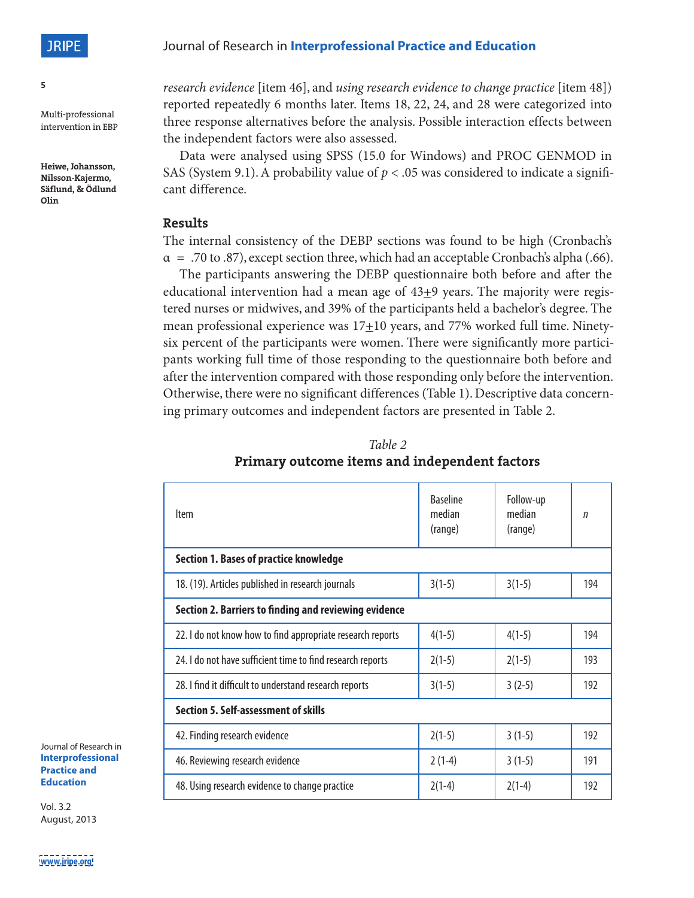*research evidence* [item 46], and *using research evidence to change practice* [item 48]) reported repeatedly 6 months later. Items 18, 22, 24, and 28 were categorized into three response alternatives before the analysis. Possible interaction effects between the independent factors were also assessed.

Data were analysed using SPSS (15.0 for Windows) and PROC GENMOD in SAS (System 9.1). A probability value of $p < .05$ was considered to indicate a significant difference.

## Results

The internal consistency of the DEBP sections was found to be high (Cronbach's $\alpha = .70$ to .87), except section three, which had an acceptable Cronbach's alpha (.66).

The participants answering the DEBP questionnaire both before and after the educational intervention had a mean age of 43±9 years. The majority were registered nurses or midwives, and 39% of the participants held a bachelor's degree. The mean professional experience was 17±10 years, and 77% worked full time. Ninety-six percent of the participants were women. There were significantly more participants working full time of those responding to the questionnaire both before and after the intervention compared with those responding only before the intervention. Otherwise, there were no significant differences (Table 1). Descriptive data concerning primary outcomes and independent factors are presented in Table 2.

*Table 2*

**Primary outcome items and independent factors**

| Item | Baseline median (range) | Follow-up median (range) | *n* |
|---|---|---|---|
| **Section 1. Bases of practice knowledge** | | | |
| 18. (19). Articles published in research journals | 3(1-5) | 3(1-5) | 194 |
| **Section 2. Barriers to finding and reviewing evidence** | | | |
| 22. I do not know how to find appropriate research reports | 4(1-5) | 4(1-5) | 194 |
| 24. I do not have sufficient time to find research reports | 2(1-5) | 2(1-5) | 193 |
| 28. I find it difficult to understand research reports | 3(1-5) | 3 (2-5) | 192 |
| **Section 5. Self-assessment of skills** | | | |
| 42. Finding research evidence | 2(1-5) | 3 (1-5) | 192 |
| 46. Reviewing research evidence | 2 (1-4) | 3 (1-5) | 191 |
| 48. Using research evidence to change practice | 2(1-4) | 2(1-4) | 192 |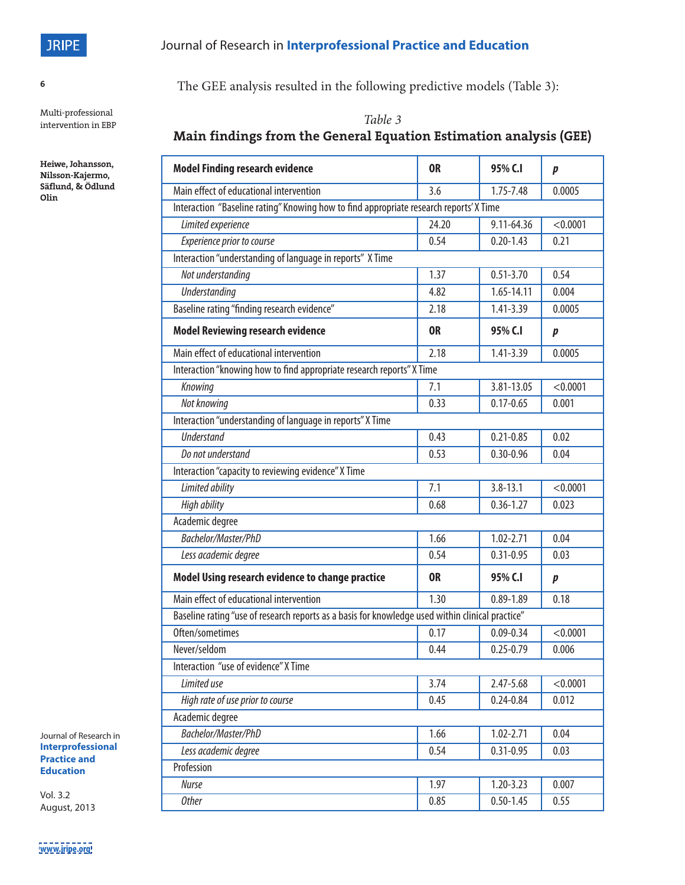The GEE analysis resulted in the following predictive models (Table 3):

*Table 3*

**Main findings from the General Equation Estimation analysis (GEE)**

| **Model Finding research evidence** | **OR** | **95% C.I** | ***p*** |
|---|---|---|---|
| Main effect of educational intervention | 3.6 | 1.75-7.48 | 0.0005 |
| Interaction "Baseline rating" Knowing how to find appropriate research reports' X Time | | | |
| *Limited experience* | 24.20 | 9.11-64.36 | <0.0001 |
| *Experience prior to course* | 0.54 | 0.20-1.43 | 0.21 |
| Interaction "understanding of language in reports" X Time | | | |
| *Not understanding* | 1.37 | 0.51-3.70 | 0.54 |
| *Understanding* | 4.82 | 1.65-14.11 | 0.004 |
| Baseline rating "finding research evidence" | 2.18 | 1.41-3.39 | 0.0005 |
| **Model Reviewing research evidence** | **OR** | **95% C.I** | ***p*** |
| Main effect of educational intervention | 2.18 | 1.41-3.39 | 0.0005 |
| Interaction "knowing how to find appropriate research reports" X Time | | | |
| *Knowing* | 7.1 | 3.81-13.05 | <0.0001 |
| *Not knowing* | 0.33 | 0.17-0.65 | 0.001 |
| Interaction "understanding of language in reports" X Time | | | |
| *Understand* | 0.43 | 0.21-0.85 | 0.02 |
| *Do not understand* | 0.53 | 0.30-0.96 | 0.04 |
| Interaction "capacity to reviewing evidence" X Time | | | |
| *Limited ability* | 7.1 | 3.8-13.1 | <0.0001 |
| *High ability* | 0.68 | 0.36-1.27 | 0.023 |
| Academic degree | | | |
| *Bachelor/Master/PhD* | 1.66 | 1.02-2.71 | 0.04 |
| *Less academic degree* | 0.54 | 0.31-0.95 | 0.03 |
| **Model Using research evidence to change practice** | **OR** | **95% C.I** | ***p*** |
| Main effect of educational intervention | 1.30 | 0.89-1.89 | 0.18 |
| Baseline rating "use of research reports as a basis for knowledge used within clinical practice" | | | |
| Often/sometimes | 0.17 | 0.09-0.34 | <0.0001 |
| Never/seldom | 0.44 | 0.25-0.79 | 0.006 |
| Interaction "use of evidence" X Time | | | |
| *Limited use* | 3.74 | 2.47-5.68 | <0.0001 |
| *High rate of use prior to course* | 0.45 | 0.24-0.84 | 0.012 |
| Academic degree | | | |
| *Bachelor/Master/PhD* | 1.66 | 1.02-2.71 | 0.04 |
| *Less academic degree* | 0.54 | 0.31-0.95 | 0.03 |
| Profession | | | |
| *Nurse* | 1.97 | 1.20-3.23 | 0.007 |
| *Other* | 0.85 | 0.50-1.45 | 0.55 |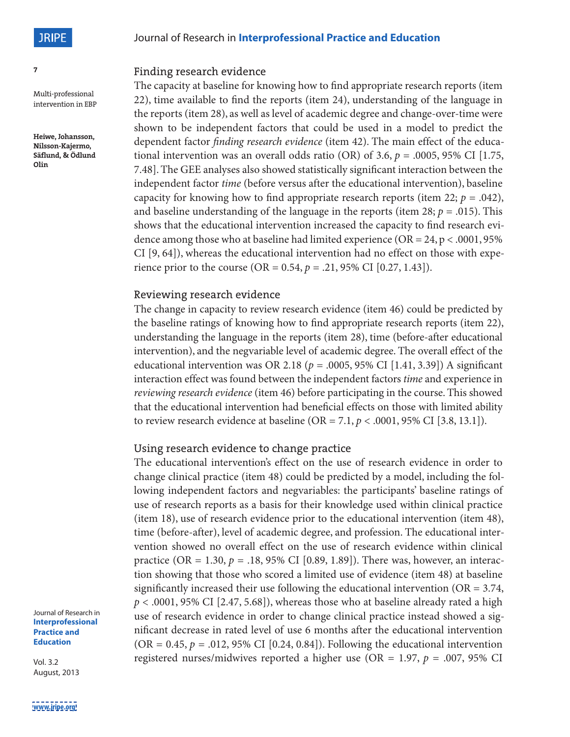### Finding research evidence

The capacity at baseline for knowing how to find appropriate research reports (item 22), time available to find the reports (item 24), understanding of the language in the reports (item 28), as well as level of academic degree and change-over-time were shown to be independent factors that could be used in a model to predict the dependent factor *finding research evidence* (item 42). The main effect of the educational intervention was an overall odds ratio (OR) of 3.6, $p$ = .0005, 95% CI [1.75, 7.48]. The GEE analyses also showed statistically significant interaction between the independent factor *time* (before versus after the educational intervention), baseline capacity for knowing how to find appropriate research reports (item 22; $p$ = .042), and baseline understanding of the language in the reports (item 28; $p$ = .015). This shows that the educational intervention increased the capacity to find research evidence among those who at baseline had limited experience (OR = 24, p < .0001, 95% CI [9, 64]), whereas the educational intervention had no effect on those with experience prior to the course (OR = 0.54, $p$ = .21, 95% CI [0.27, 1.43]).

### Reviewing research evidence

The change in capacity to review research evidence (item 46) could be predicted by the baseline ratings of knowing how to find appropriate research reports (item 22), understanding the language in the reports (item 28), time (before-after educational intervention), and the negvariable level of academic degree. The overall effect of the educational intervention was OR 2.18 ($p$ = .0005, 95% CI [1.41, 3.39]) A significant interaction effect was found between the independent factors *time* and experience in *reviewing research evidence* (item 46) before participating in the course. This showed that the educational intervention had beneficial effects on those with limited ability to review research evidence at baseline (OR = 7.1, $p$ < .0001, 95% CI [3.8, 13.1]).

### Using research evidence to change practice

The educational intervention's effect on the use of research evidence in order to change clinical practice (item 48) could be predicted by a model, including the following independent factors and negvariables: the participants' baseline ratings of use of research reports as a basis for their knowledge used within clinical practice (item 18), use of research evidence prior to the educational intervention (item 48), time (before-after), level of academic degree, and profession. The educational intervention showed no overall effect on the use of research evidence within clinical practice (OR = 1.30, $p$ = .18, 95% CI [0.89, 1.89]). There was, however, an interaction showing that those who scored a limited use of evidence (item 48) at baseline significantly increased their use following the educational intervention (OR = 3.74, $p$ < .0001, 95% CI [2.47, 5.68]), whereas those who at baseline already rated a high use of research evidence in order to change clinical practice instead showed a significant decrease in rated level of use 6 months after the educational intervention (OR = 0.45, $p$ = .012, 95% CI [0.24, 0.84]). Following the educational intervention registered nurses/midwives reported a higher use (OR = 1.97, $p$ = .007, 95% CI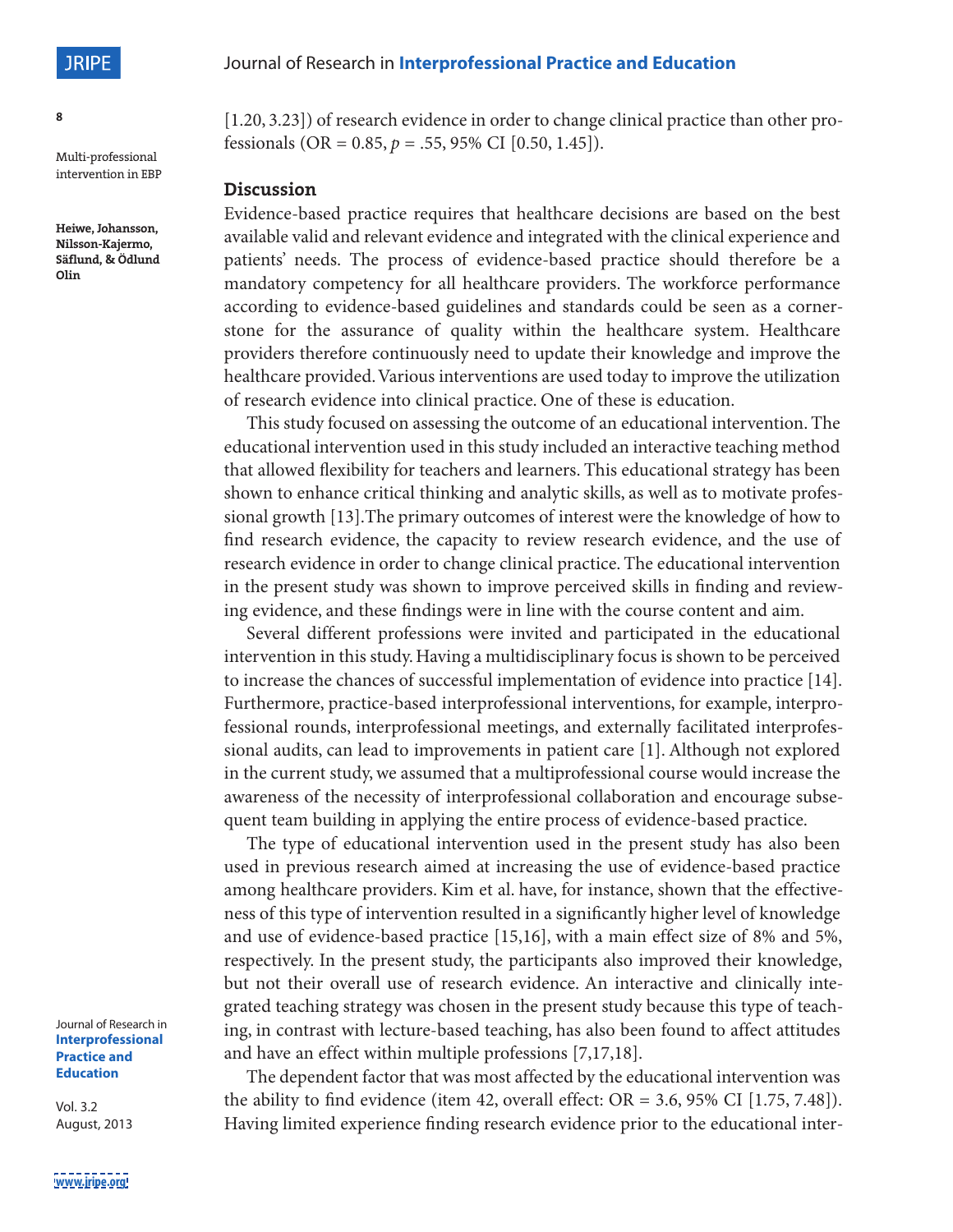[1.20, 3.23]) of research evidence in order to change clinical practice than other professionals (OR = 0.85, $p$ = .55, 95% CI [0.50, 1.45]).

## Discussion

Evidence-based practice requires that healthcare decisions are based on the best available valid and relevant evidence and integrated with the clinical experience and patients' needs. The process of evidence-based practice should therefore be a mandatory competency for all healthcare providers. The workforce performance according to evidence-based guidelines and standards could be seen as a cornerstone for the assurance of quality within the healthcare system. Healthcare providers therefore continuously need to update their knowledge and improve the healthcare provided. Various interventions are used today to improve the utilization of research evidence into clinical practice. One of these is education.

This study focused on assessing the outcome of an educational intervention. The educational intervention used in this study included an interactive teaching method that allowed flexibility for teachers and learners. This educational strategy has been shown to enhance critical thinking and analytic skills, as well as to motivate professional growth [13]. The primary outcomes of interest were the knowledge of how to find research evidence, the capacity to review research evidence, and the use of research evidence in order to change clinical practice. The educational intervention in the present study was shown to improve perceived skills in finding and reviewing evidence, and these findings were in line with the course content and aim.

Several different professions were invited and participated in the educational intervention in this study. Having a multidisciplinary focus is shown to be perceived to increase the chances of successful implementation of evidence into practice [14]. Furthermore, practice-based interprofessional interventions, for example, interprofessional rounds, interprofessional meetings, and externally facilitated interprofessional audits, can lead to improvements in patient care [1]. Although not explored in the current study, we assumed that a multiprofessional course would increase the awareness of the necessity of interprofessional collaboration and encourage subsequent team building in applying the entire process of evidence-based practice.

The type of educational intervention used in the present study has also been used in previous research aimed at increasing the use of evidence-based practice among healthcare providers. Kim et al. have, for instance, shown that the effectiveness of this type of intervention resulted in a significantly higher level of knowledge and use of evidence-based practice [15,16], with a main effect size of 8% and 5%, respectively. In the present study, the participants also improved their knowledge, but not their overall use of research evidence. An interactive and clinically integrated teaching strategy was chosen in the present study because this type of teaching, in contrast with lecture-based teaching, has also been found to affect attitudes and have an effect within multiple professions [7,17,18].

The dependent factor that was most affected by the educational intervention was the ability to find evidence (item 42, overall effect: OR = 3.6, 95% CI [1.75, 7.48]). Having limited experience finding research evidence prior to the educational inter-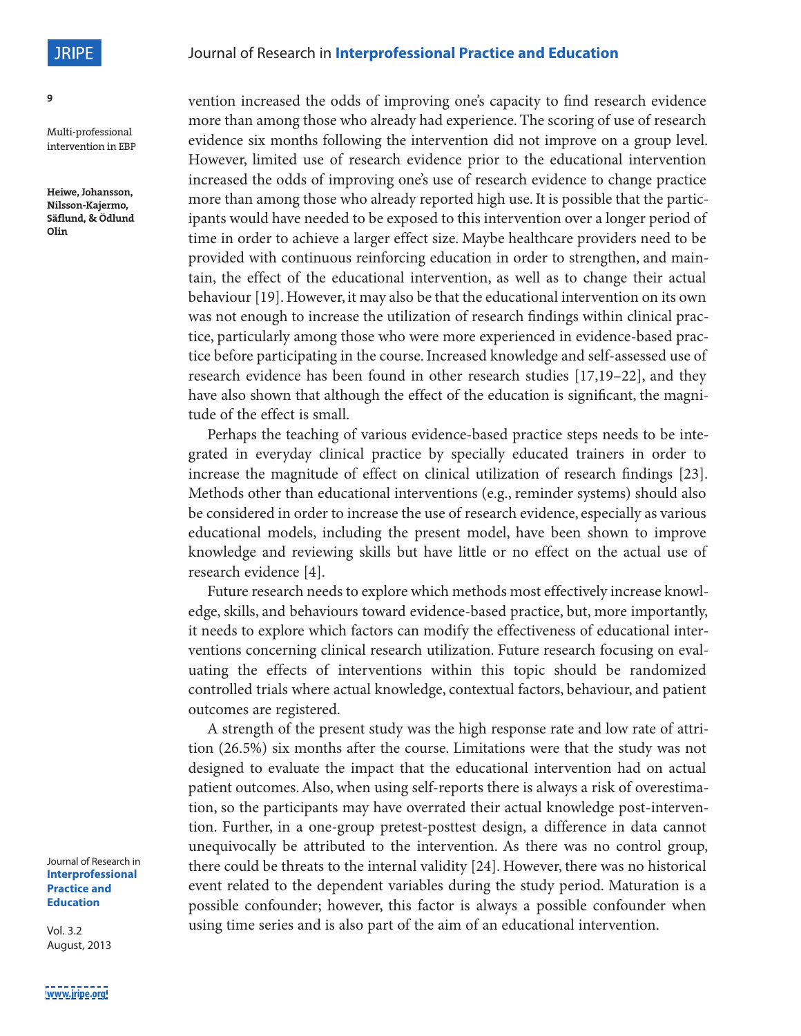vention increased the odds of improving one's capacity to find research evidence more than among those who already had experience. The scoring of use of research evidence six months following the intervention did not improve on a group level. However, limited use of research evidence prior to the educational intervention increased the odds of improving one's use of research evidence to change practice more than among those who already reported high use. It is possible that the participants would have needed to be exposed to this intervention over a longer period of time in order to achieve a larger effect size. Maybe healthcare providers need to be provided with continuous reinforcing education in order to strengthen, and maintain, the effect of the educational intervention, as well as to change their actual behaviour [19]. However, it may also be that the educational intervention on its own was not enough to increase the utilization of research findings within clinical practice, particularly among those who were more experienced in evidence-based practice before participating in the course. Increased knowledge and self-assessed use of research evidence has been found in other research studies [17,19–22], and they have also shown that although the effect of the education is significant, the magnitude of the effect is small.

Perhaps the teaching of various evidence-based practice steps needs to be integrated in everyday clinical practice by specially educated trainers in order to increase the magnitude of effect on clinical utilization of research findings [23]. Methods other than educational interventions (e.g., reminder systems) should also be considered in order to increase the use of research evidence, especially as various educational models, including the present model, have been shown to improve knowledge and reviewing skills but have little or no effect on the actual use of research evidence [4].

Future research needs to explore which methods most effectively increase knowledge, skills, and behaviours toward evidence-based practice, but, more importantly, it needs to explore which factors can modify the effectiveness of educational interventions concerning clinical research utilization. Future research focusing on evaluating the effects of interventions within this topic should be randomized controlled trials where actual knowledge, contextual factors, behaviour, and patient outcomes are registered.

A strength of the present study was the high response rate and low rate of attrition (26.5%) six months after the course. Limitations were that the study was not designed to evaluate the impact that the educational intervention had on actual patient outcomes. Also, when using self-reports there is always a risk of overestimation, so the participants may have overrated their actual knowledge post-intervention. Further, in a one-group pretest-posttest design, a difference in data cannot unequivocally be attributed to the intervention. As there was no control group, there could be threats to the internal validity [24]. However, there was no historical event related to the dependent variables during the study period. Maturation is a possible confounder; however, this factor is always a possible confounder when using time series and is also part of the aim of an educational intervention.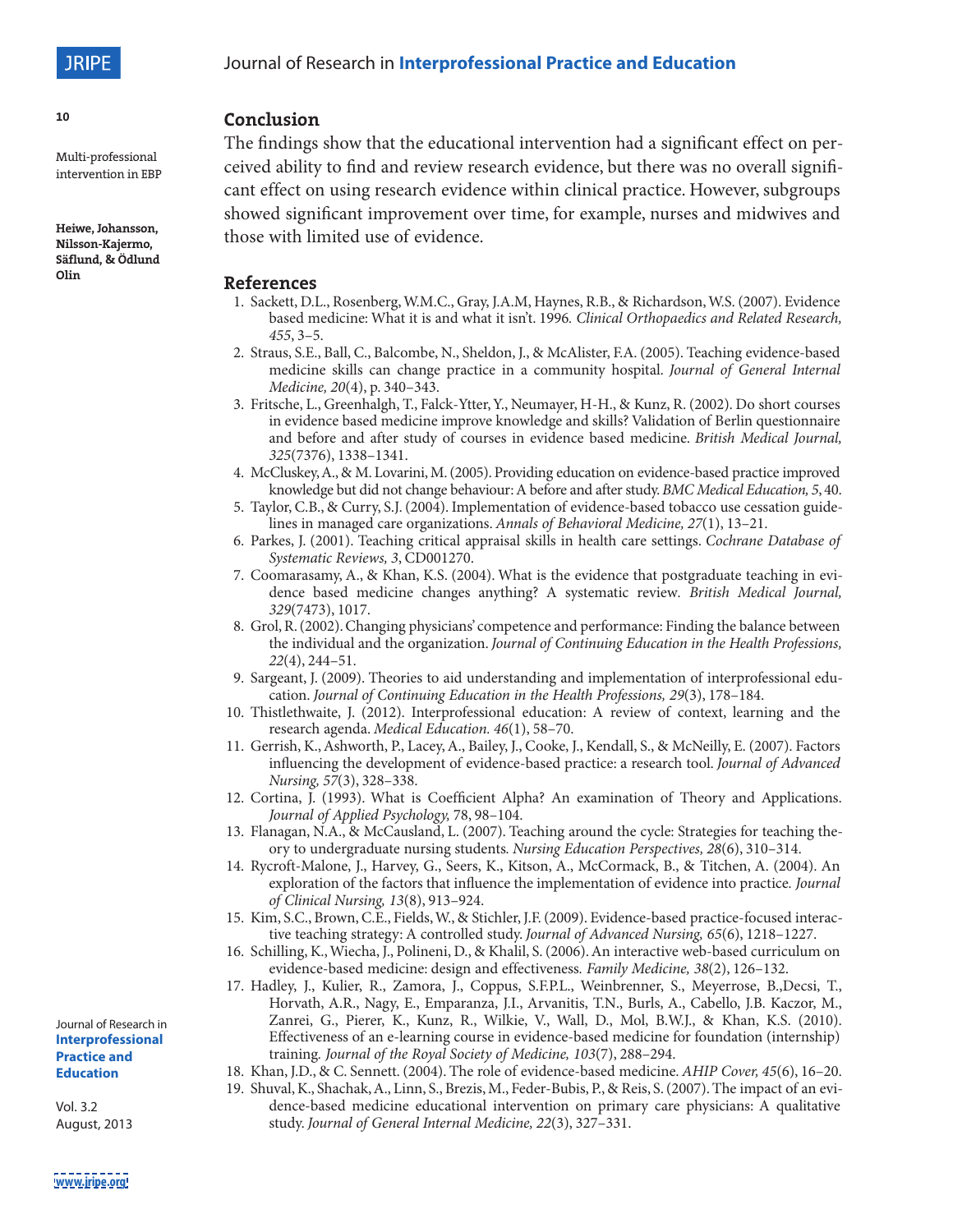## Conclusion

The findings show that the educational intervention had a significant effect on perceived ability to find and review research evidence, but there was no overall significant effect on using research evidence within clinical practice. However, subgroups showed significant improvement over time, for example, nurses and midwives and those with limited use of evidence.

## References

1. Sackett, D.L., Rosenberg, W.M.C., Gray, J.A.M, Haynes, R.B., & Richardson, W.S. (2007). Evidence based medicine: What it is and what it isn't. 1996. *Clinical Orthopaedics and Related Research, 455*, 3–5.
2. Straus, S.E., Ball, C., Balcombe, N., Sheldon, J., & McAlister, F.A. (2005). Teaching evidence-based medicine skills can change practice in a community hospital. *Journal of General Internal Medicine, 20*(4), p. 340–343.
3. Fritsche, L., Greenhalgh, T., Falck-Ytter, Y., Neumayer, H-H., & Kunz, R. (2002). Do short courses in evidence based medicine improve knowledge and skills? Validation of Berlin questionnaire and before and after study of courses in evidence based medicine. *British Medical Journal, 325*(7376), 1338–1341.
4. McCluskey, A., & M. Lovarini, M. (2005). Providing education on evidence-based practice improved knowledge but did not change behaviour: A before and after study. *BMC Medical Education, 5*, 40.
5. Taylor, C.B., & Curry, S.J. (2004). Implementation of evidence-based tobacco use cessation guidelines in managed care organizations. *Annals of Behavioral Medicine, 27*(1), 13–21.
6. Parkes, J. (2001). Teaching critical appraisal skills in health care settings. *Cochrane Database of Systematic Reviews, 3*, CD001270.
7. Coomarasamy, A., & Khan, K.S. (2004). What is the evidence that postgraduate teaching in evidence based medicine changes anything? A systematic review. *British Medical Journal, 329*(7473), 1017.
8. Grol, R. (2002). Changing physicians' competence and performance: Finding the balance between the individual and the organization. *Journal of Continuing Education in the Health Professions, 22*(4), 244–51.
9. Sargeant, J. (2009). Theories to aid understanding and implementation of interprofessional education. *Journal of Continuing Education in the Health Professions, 29*(3), 178–184.
10. Thistlethwaite, J. (2012). Interprofessional education: A review of context, learning and the research agenda. *Medical Education. 46*(1), 58–70.
11. Gerrish, K., Ashworth, P., Lacey, A., Bailey, J., Cooke, J., Kendall, S., & McNeilly, E. (2007). Factors influencing the development of evidence-based practice: a research tool. *Journal of Advanced Nursing, 57*(3), 328–338.
12. Cortina, J. (1993). What is Coefficient Alpha? An examination of Theory and Applications. *Journal of Applied Psychology,* 78, 98–104.
13. Flanagan, N.A., & McCausland, L. (2007). Teaching around the cycle: Strategies for teaching theory to undergraduate nursing students. *Nursing Education Perspectives, 28*(6), 310–314.
14. Rycroft-Malone, J., Harvey, G., Seers, K., Kitson, A., McCormack, B., & Titchen, A. (2004). An exploration of the factors that influence the implementation of evidence into practice. *Journal of Clinical Nursing, 13*(8), 913–924.
15. Kim, S.C., Brown, C.E., Fields, W., & Stichler, J.F. (2009). Evidence-based practice-focused interactive teaching strategy: A controlled study. *Journal of Advanced Nursing, 65*(6), 1218–1227.
16. Schilling, K., Wiecha, J., Polineni, D., & Khalil, S. (2006). An interactive web-based curriculum on evidence-based medicine: design and effectiveness. *Family Medicine, 38*(2), 126–132.
17. Hadley, J., Kulier, R., Zamora, J., Coppus, S.F.P.L., Weinbrenner, S., Meyerrose, B.,Decsi, T., Horvath, A.R., Nagy, E., Emparanza, J.I., Arvanitis, T.N., Burls, A., Cabello, J.B. Kaczor, M., Zanrei, G., Pierer, K., Kunz, R., Wilkie, V., Wall, D., Mol, B.W.J., & Khan, K.S. (2010). Effectiveness of an e-learning course in evidence-based medicine for foundation (internship) training. *Journal of the Royal Society of Medicine, 103*(7), 288–294.
18. Khan, J.D., & C. Sennett. (2004). The role of evidence-based medicine. *AHIP Cover, 45*(6), 16–20.
19. Shuval, K., Shachak, A., Linn, S., Brezis, M., Feder-Bubis, P., & Reis, S. (2007). The impact of an evidence-based medicine educational intervention on primary care physicians: A qualitative study. *Journal of General Internal Medicine, 22*(3), 327–331.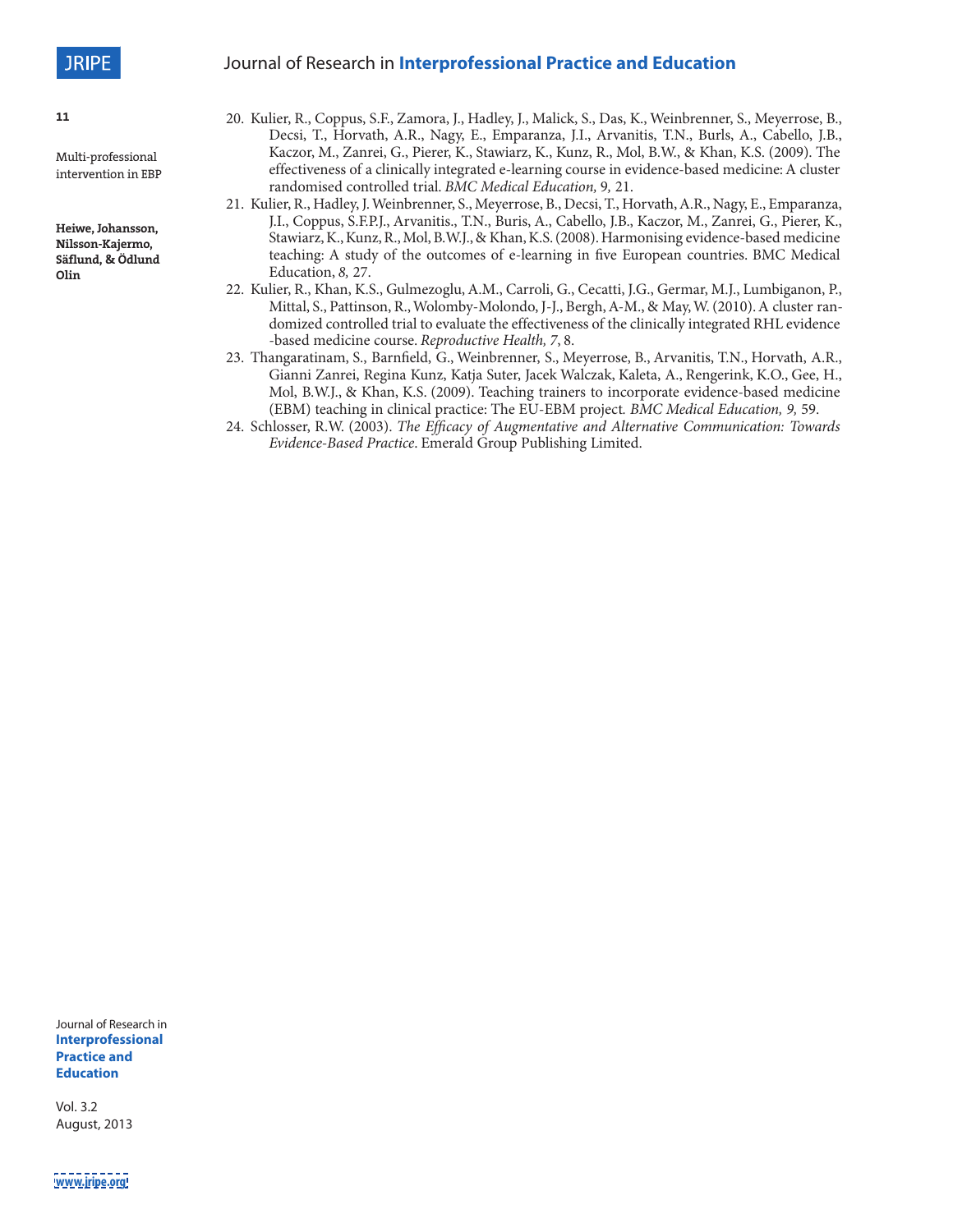20. Kulier, R., Coppus, S.F., Zamora, J., Hadley, J., Malick, S., Das, K., Weinbrenner, S., Meyerrose, B., Decsi, T., Horvath, A.R., Nagy, E., Emparanza, J.I., Arvanitis, T.N., Burls, A., Cabello, J.B., Kaczor, M., Zanrei, G., Pierer, K., Stawiarz, K., Kunz, R., Mol, B.W., & Khan, K.S. (2009). The effectiveness of a clinically integrated e-learning course in evidence-based medicine: A cluster randomised controlled trial. *BMC Medical Education, 9,* 21.
21. Kulier, R., Hadley, J. Weinbrenner, S., Meyerrose, B., Decsi, T., Horvath, A.R., Nagy, E., Emparanza, J.I., Coppus, S.F.P.J., Arvanitis., T.N., Buris, A., Cabello, J.B., Kaczor, M., Zanrei, G., Pierer, K., Stawiarz, K., Kunz, R., Mol, B.W.J., & Khan, K.S. (2008). Harmonising evidence-based medicine teaching: A study of the outcomes of e-learning in five European countries. BMC Medical Education, *8,* 27.
22. Kulier, R., Khan, K.S., Gulmezoglu, A.M., Carroli, G., Cecatti, J.G., Germar, M.J., Lumbiganon, P., Mittal, S., Pattinson, R., Wolomby-Molondo, J-J., Bergh, A-M., & May, W. (2010). A cluster randomized controlled trial to evaluate the effectiveness of the clinically integrated RHL evidence -based medicine course. *Reproductive Health, 7*, 8.
23. Thangaratinam, S., Barnfield, G., Weinbrenner, S., Meyerrose, B., Arvanitis, T.N., Horvath, A.R., Gianni Zanrei, Regina Kunz, Katja Suter, Jacek Walczak, Kaleta, A., Rengerink, K.O., Gee, H., Mol, B.W.J., & Khan, K.S. (2009). Teaching trainers to incorporate evidence-based medicine (EBM) teaching in clinical practice: The EU-EBM project. *BMC Medical Education, 9,* 59.
24. Schlosser, R.W. (2003). *The Efficacy of Augmentative and Alternative Communication: Towards Evidence-Based Practice*. Emerald Group Publishing Limited.